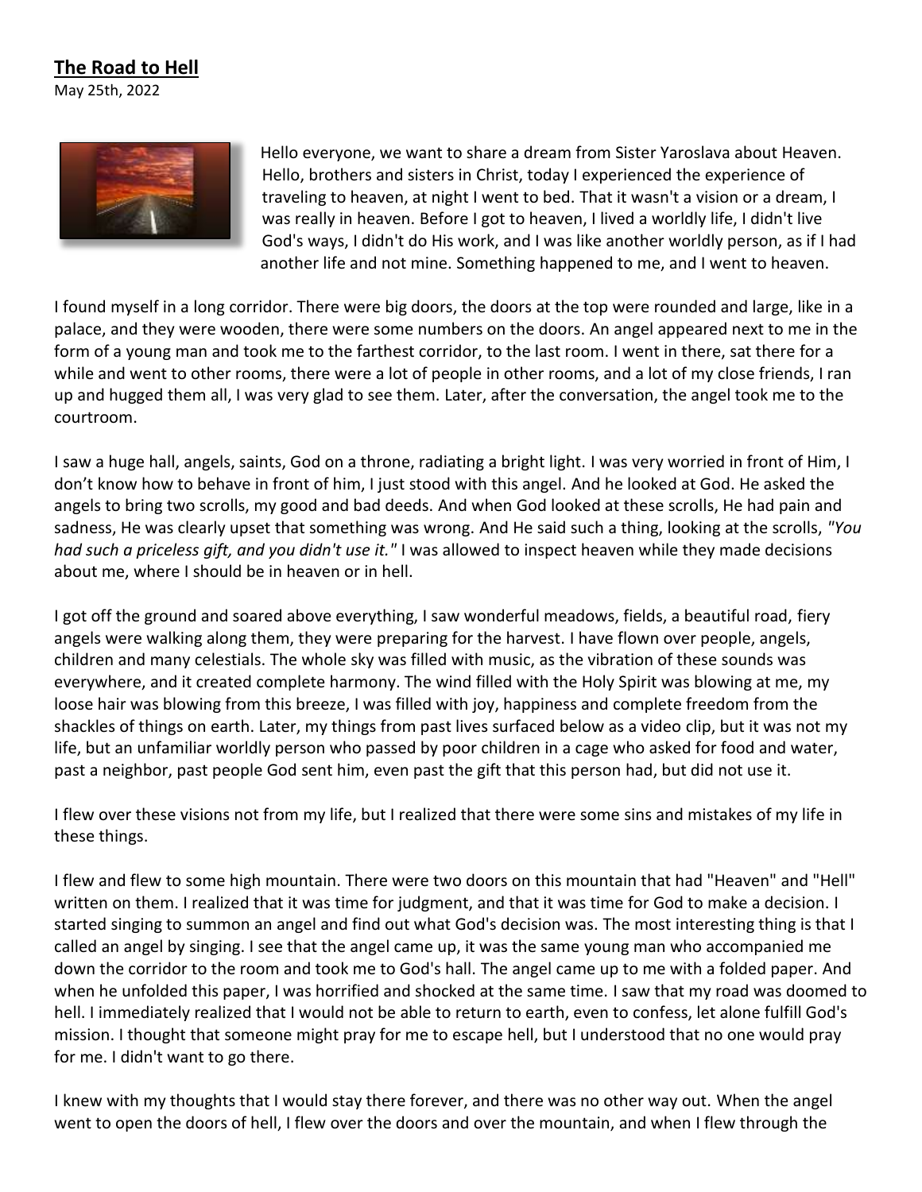# The Road to Hell

May 25th, 2022

Hello everyone, we want to share a dream from Sister Yaroslava about Heaven. Hello, brothers and sisters in Christ, today I experienced the experience of traveling to heaven, at night I went to bed. That it wasn't a vision or a dream, I was really in heaven. Before I got to heaven, I lived a worldly life, I didn't live God's ways, I didn't do His work, and I was like another worldly person, as if I had another life and not mine. Something happened to me, and I went to heaven.

I found myself in a long corridor. There were big doors, the doors at the top were rounded and large, like in a palace, and they were wooden, there were some numbers on the doors. An angel appeared next to me in the form of a young man and took me to the farthest corridor, to the last room. I went in there, sat there for a while and went to other rooms, there were a lot of people in other rooms, and a lot of my close friends, I ran up and hugged them all, I was very glad to see them. Later, after the conversation, the angel took me to the courtroom.

I saw a huge hall, angels, saints, God on a throne, radiating a bright light. I was very worried in front of Him, I don't know how to behave in front of him, I just stood with this angel. And he looked at God. He asked the angels to bring two scrolls, my good and bad deeds. And when God looked at these scrolls, He had pain and sadness, He was clearly upset that something was wrong. And He said such a thing, looking at the scrolls, *"You had such a priceless gift, and you didn't use it."* I was allowed to inspect heaven while they made decisions about me, where I should be in heaven or in hell.

I got off the ground and soared above everything, I saw wonderful meadows, fields, a beautiful road, fiery angels were walking along them, they were preparing for the harvest. I have flown over people, angels, children and many celestials. The whole sky was filled with music, as the vibration of these sounds was everywhere, and it created complete harmony. The wind filled with the Holy Spirit was blowing at me, my loose hair was blowing from this breeze, I was filled with joy, happiness and complete freedom from the shackles of things on earth. Later, my things from past lives surfaced below as a video clip, but it was not my life, but an unfamiliar worldly person who passed by poor children in a cage who asked for food and water, past a neighbor, past people God sent him, even past the gift that this person had, but did not use it.

I flew over these visions not from my life, but I realized that there were some sins and mistakes of my life in these things.

I flew and flew to some high mountain. There were two doors on this mountain that had "Heaven" and "Hell" written on them. I realized that it was time for judgment, and that it was time for God to make a decision. I started singing to summon an angel and find out what God's decision was. The most interesting thing is that I called an angel by singing. I see that the angel came up, it was the same young man who accompanied me down the corridor to the room and took me to God's hall. The angel came up to me with a folded paper. And when he unfolded this paper, I was horrified and shocked at the same time. I saw that my road was doomed to hell. I immediately realized that I would not be able to return to earth, even to confess, let alone fulfill God's mission. I thought that someone might pray for me to escape hell, but I understood that no one would pray for me. I didn't want to go there.

I knew with my thoughts that I would stay there forever, and there was no other way out. When the angel went to open the doors of hell, I flew over the doors and over the mountain, and when I flew through the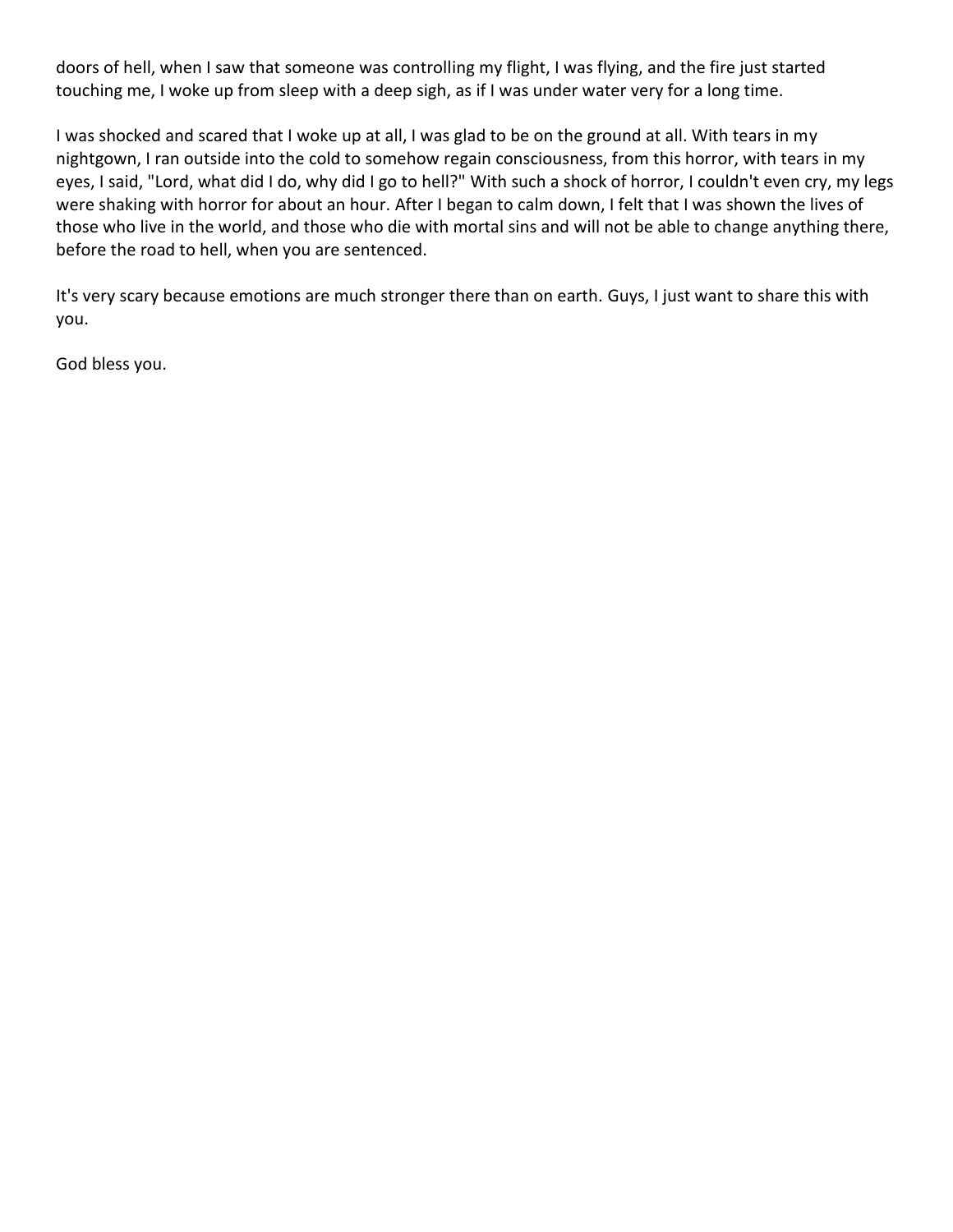doors of hell, when I saw that someone was controlling my flight, I was flying, and the fire just started touching me, I woke up from sleep with a deep sigh, as if I was under water very for a long time.

I was shocked and scared that I woke up at all, I was glad to be on the ground at all. With tears in my nightgown, I ran outside into the cold to somehow regain consciousness, from this horror, with tears in my eyes, I said, "Lord, what did I do, why did I go to hell?" With such a shock of horror, I couldn't even cry, my legs were shaking with horror for about an hour. After I began to calm down, I felt that I was shown the lives of those who live in the world, and those who die with mortal sins and will not be able to change anything there, before the road to hell, when you are sentenced.

It's very scary because emotions are much stronger there than on earth. Guys, I just want to share this with you.

God bless you.